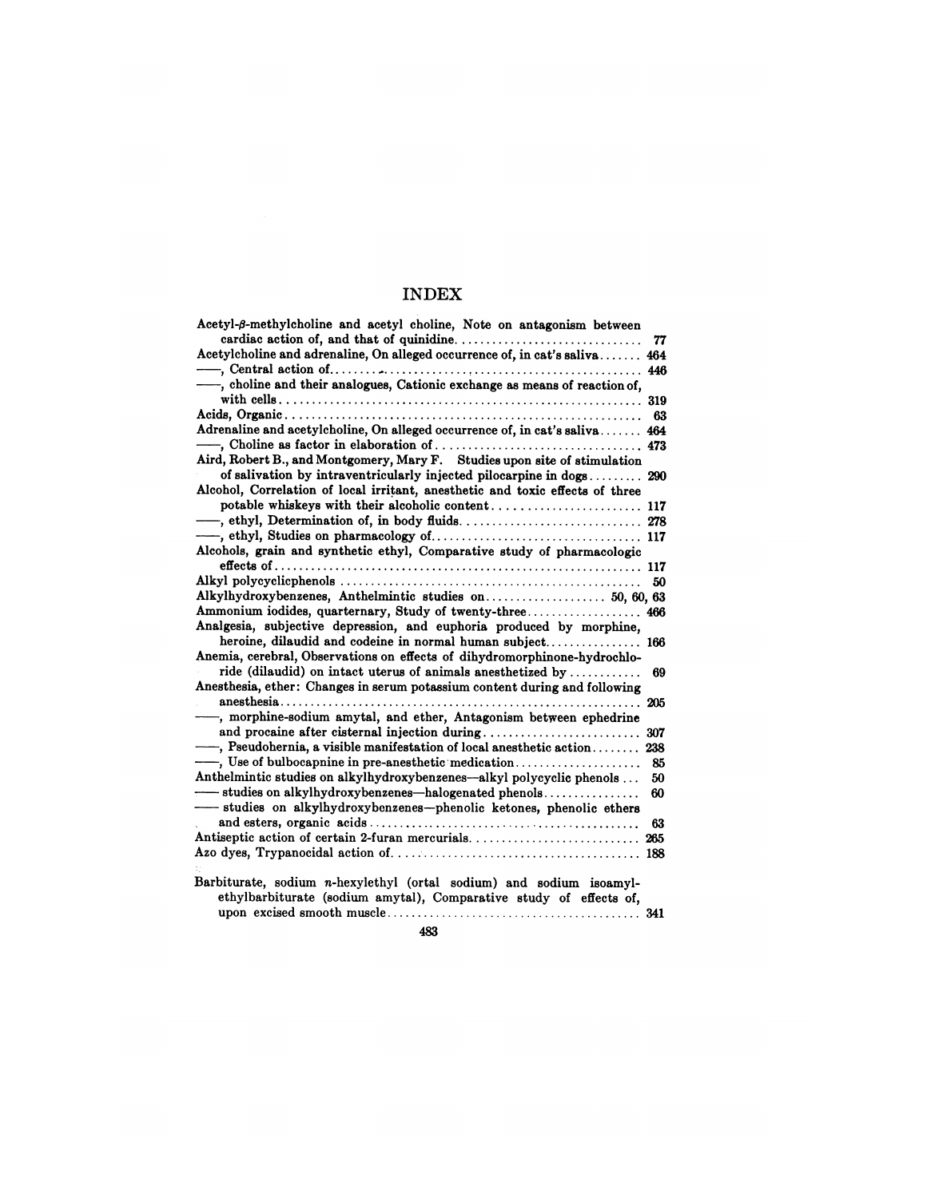# INDEX

Acetyl-$\beta$-methylcholine and acetyl choline, Note on antagonism between cardiac action of, and that of quinidine.............................. 77

Acetylcholine and adrenaline, On alleged occurrence of, in cat's saliva....... 464

——, Central action of............................................. 446

——, choline and their analogues, Cationic exchange as means of reaction of, with cells............................................................ 319

Acids, Organic........................................................... 63

Adrenaline and acetylcholine, On alleged occurrence of, in cat's saliva....... 464

——, Choline as factor in elaboration of.................................. 473

Aird, Robert B., and Montgomery, Mary F. Studies upon site of stimulation of salivation by intraventricularly injected pilocarpine in dogs......... 290

Alcohol, Correlation of local irritant, anesthetic and toxic effects of three potable whiskeys with their alcoholic content........................ 117

——, ethyl, Determination of, in body fluids............................. 278

——, ethyl, Studies on pharmacology of.................................. 117

Alcohols, grain and synthetic ethyl, Comparative study of pharmacologic effects of............................................................ 117

Alkyl polycyclicphenols.................................................. 50

Alkylhydroxybenzenes, Anthelmintic studies on.................... 50, 60, 63

Ammonium iodides, quarternary, Study of twenty-three................... 466

Analgesia, subjective depression, and euphoria produced by morphine, heroine, dilaudid and codeine in normal human subject................ 166

Anemia, cerebral, Observations on effects of dihydromorphinone-hydrochloride (dilaudid) on intact uterus of animals anesthetized by............ 69

Anesthesia, ether: Changes in serum potassium content during and following anesthesia............................................................ 205

——, morphine-sodium amytal, and ether, Antagonism between ephedrine and procaine after cisternal injection during.......................... 307

——, Pseudohernia, a visible manifestation of local anesthetic action........ 238

——, Use of bulbocapnine in pre-anesthetic medication..................... 85

Anthelmintic studies on alkylhydroxybenzenes—alkyl polycyclic phenols ... 50

—— studies on alkylhydroxybenzenes—halogenated phenols................ 60

—— studies on alkylhydroxybenzenes—phenolic ketones, phenolic ethers and esters, organic acids............................................. 63

Antiseptic action of certain 2-furan mercurials............................ 265

Azo dyes, Trypanocidal action of.......................................... 188

Barbiturate, sodium $n$-hexylethyl (ortal sodium) and sodium isoamylethylbarbiturate (sodium amytal), Comparative study of effects of, upon excised smooth muscle............................................... 341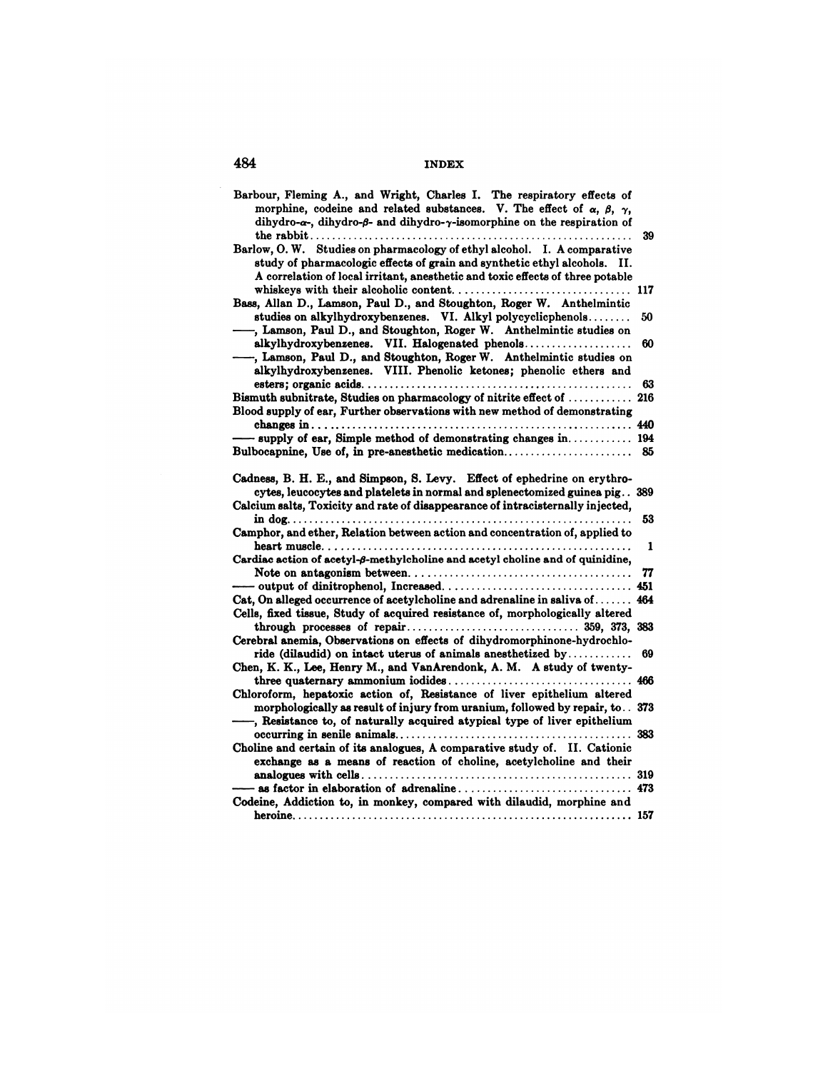Barbour, Fleming A., and Wright, Charles I. The respiratory effects of morphine, codeine and related substances. V. The effect of $\alpha$, $\beta$, $\gamma$, dihydro-$\alpha$-, dihydro-$\beta$- and dihydro-$\gamma$-isomorphine on the respiration of the rabbit .... 39

Barlow, O. W. Studies on pharmacology of ethyl alcohol. I. A comparative study of pharmacologic effects of grain and synthetic ethyl alcohols. II. A correlation of local irritant, anesthetic and toxic effects of three potable whiskeys with their alcoholic content .... 117

Bass, Allan D., Lamson, Paul D., and Stoughton, Roger W. Anthelmintic studies on alkylhydroxybenzenes. VI. Alkyl polycyclicphenols .... 50

——, Lamson, Paul D., and Stoughton, Roger W. Anthelmintic studies on alkylhydroxybenzenes. VII. Halogenated phenols .... 60

——, Lamson, Paul D., and Stoughton, Roger W. Anthelmintic studies on alkylhydroxybenzenes. VIII. Phenolic ketones; phenolic ethers and esters; organic acids .... 63

Bismuth subnitrate, Studies on pharmacology of nitrite effect of .... 216

Blood supply of ear, Further observations with new method of demonstrating changes in .... 440

—— supply of ear, Simple method of demonstrating changes in .... 194

Bulbocapnine, Use of, in pre-anesthetic medication .... 85

Cadness, B. H. E., and Simpson, S. Levy. Effect of ephedrine on erythrocytes, leucocytes and platelets in normal and splenectomized guinea pig .. 389

Calcium salts, Toxicity and rate of disappearance of intracisternally injected, in dog .... 53

Camphor, and ether, Relation between action and concentration of, applied to heart muscle .... 1

Cardiac action of acetyl-$\beta$-methylcholine and acetyl choline and of quinidine, Note on antagonism between .... 77

—— output of dinitrophenol, Increased .... 451

Cat, On alleged occurrence of acetylcholine and adrenaline in saliva of .... 464

Cells, fixed tissue, Study of acquired resistance of, morphologically altered through processes of repair .... 359, 373, 383

Cerebral anemia, Observations on effects of dihydromorphinone-hydrochloride (dilaudid) on intact uterus of animals anesthetized by .... 69

Chen, K. K., Lee, Henry M., and VanArendonk, A. M. A study of twenty-three quaternary ammonium iodides .... 466

Chloroform, hepatoxic action of, Resistance of liver epithelium altered morphologically as result of injury from uranium, followed by repair, to .. 373

——, Resistance to, of naturally acquired atypical type of liver epithelium occurring in senile animals .... 383

Choline and certain of its analogues, A comparative study of. II. Cationic exchange as a means of reaction of choline, acetylcholine and their analogues with cells .... 319

—— as factor in elaboration of adrenaline .... 473

Codeine, Addiction to, in monkey, compared with dilaudid, morphine and heroine .... 157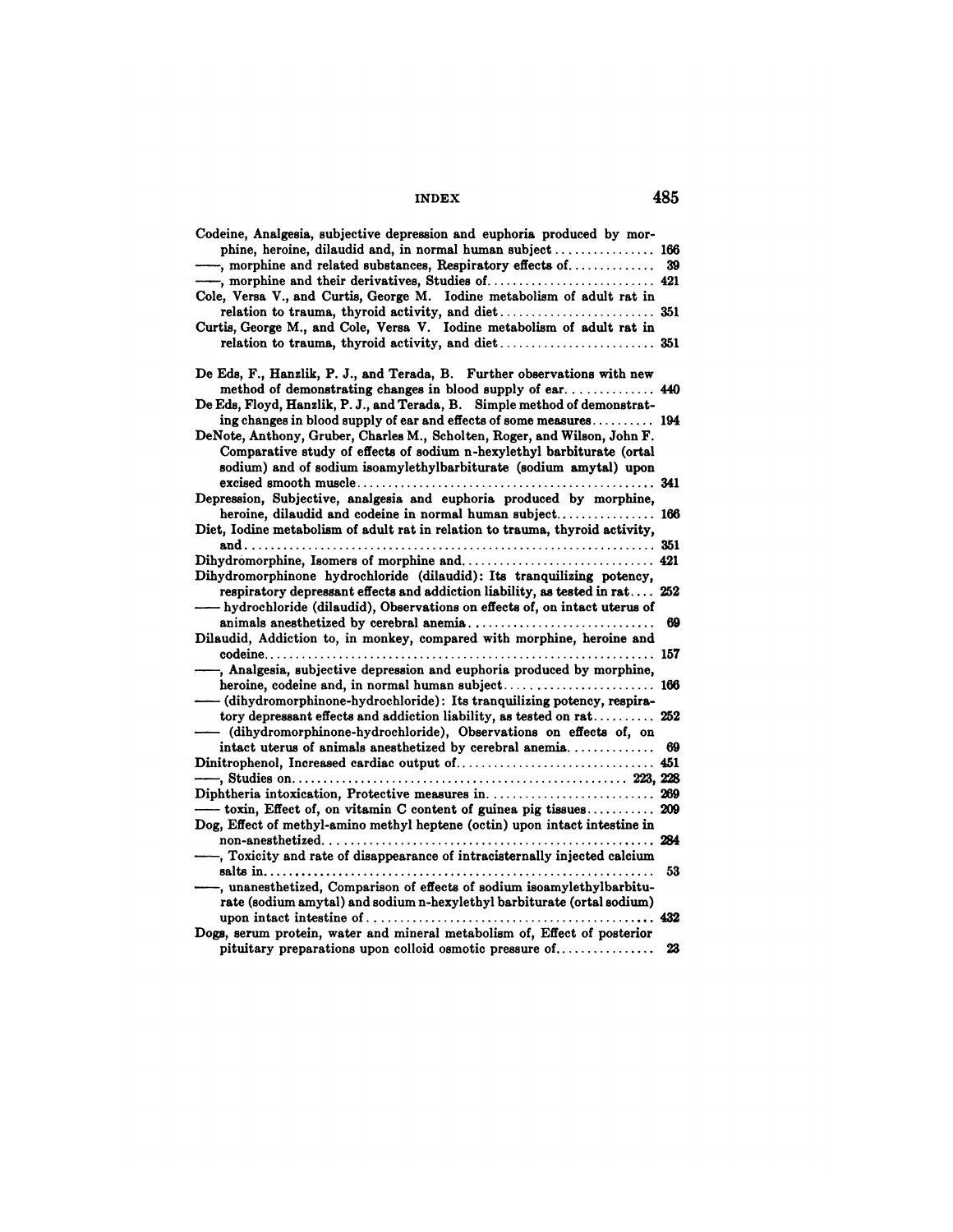Codeine, Analgesia, subjective depression and euphoria produced by morphine, heroine, dilaudid and, in normal human subject ................ 166

——, morphine and related substances, Respiratory effects of.............. 39

——, morphine and their derivatives, Studies of........................... 421

Cole, Versa V., and Curtis, George M. Iodine metabolism of adult rat in relation to trauma, thyroid activity, and diet......................... 351

Curtis, George M., and Cole, Versa V. Iodine metabolism of adult rat in relation to trauma, thyroid activity, and diet......................... 351

De Eds, F., Hanzlik, P. J., and Terada, B. Further observations with new method of demonstrating changes in blood supply of ear.............. 440

De Eds, Floyd, Hanzlik, P. J., and Terada, B. Simple method of demonstrating changes in blood supply of ear and effects of some measures.......... 194

DeNote, Anthony, Gruber, Charles M., Scholten, Roger, and Wilson, John F. Comparative study of effects of sodium n-hexylethyl barbiturate (ortal sodium) and of sodium isoamylethylbarbiturate (sodium amytal) upon excised smooth muscle................................................ 341

Depression, Subjective, analgesia and euphoria produced by morphine, heroine, dilaudid and codeine in normal human subject................ 166

Diet, Iodine metabolism of adult rat in relation to trauma, thyroid activity, and................................................................ 351

Dihydromorphine, Isomers of morphine and............................... 421

Dihydromorphinone hydrochloride (dilaudid): Its tranquilizing potency, respiratory depressant effects and addiction liability, as tested in rat.... 252

—— hydrochloride (dilaudid), Observations on effects of, on intact uterus of animals anesthetized by cerebral anemia............................. 69

Dilaudid, Addiction to, in monkey, compared with morphine, heroine and codeine............................................................... 157

——, Analgesia, subjective depression and euphoria produced by morphine, heroine, codeine and, in normal human subject........................ 166

—— (dihydromorphinone-hydrochloride): Its tranquilizing potency, respiratory depressant effects and addiction liability, as tested on rat.......... 252

—— (dihydromorphinone-hydrochloride), Observations on effects of, on intact uterus of animals anesthetized by cerebral anemia.............. 69

Dinitrophenol, Increased cardiac output of............................... 451

——, Studies on..................................................... 223, 228

Diphtheria intoxication, Protective measures in........................... 269

—— toxin, Effect of, on vitamin C content of guinea pig tissues........... 209

Dog, Effect of methyl-amino methyl heptene (octin) upon intact intestine in non-anesthetized.................................................... 284

——, Toxicity and rate of disappearance of intracisternally injected calcium salts in.............................................................. 53

——, unanesthetized, Comparison of effects of sodium isoamylethylbarbiturate (sodium amytal) and sodium n-hexylethyl barbiturate (ortal sodium) upon intact intestine of.............................................. 432

Dogs, serum protein, water and mineral metabolism of, Effect of posterior pituitary preparations upon colloid osmotic pressure of................ 23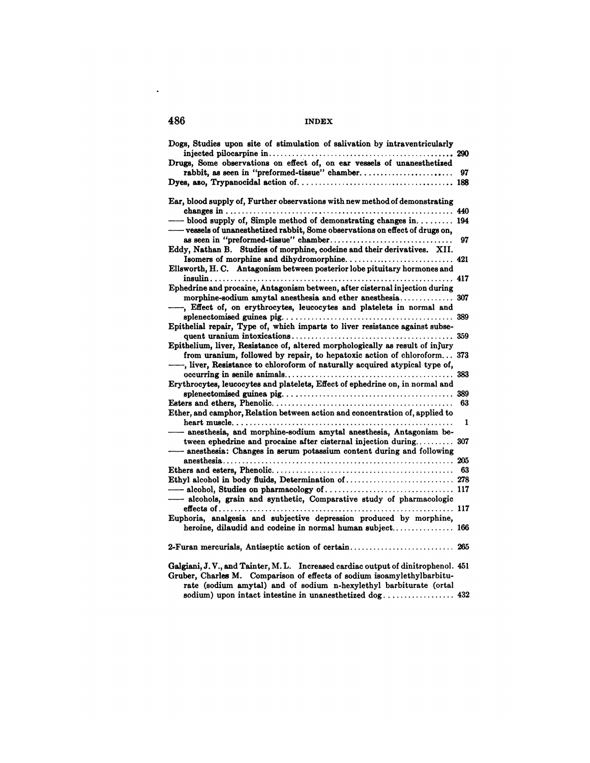Dogs, Studies upon site of stimulation of salivation by intraventricularly injected pilocarpine in .......... 290

Drugs, Some observations on effect of, on ear vessels of unanesthetized rabbit, as seen in "preformed-tissue" chamber .......... 97

Dyes, azo, Trypanocidal action of .......... 188

Ear, blood supply of, Further observations with new method of demonstrating changes in .......... 440

—— blood supply of, Simple method of demonstrating changes in .......... 194

—— vessels of unanesthetized rabbit, Some observations on effect of drugs on, as seen in "preformed-tissue" chamber .......... 97

Eddy, Nathan B. Studies of morphine, codeine and their derivatives. XII. Isomers of morphine and dihydromorphine .......... 421

Ellsworth, H. C. Antagonism between posterior lobe pituitary hormones and insulin .......... 417

Ephedrine and procaine, Antagonism between, after cisternal injection during morphine-sodium amytal anesthesia and ether anesthesia .......... 307

——, Effect of, on erythrocytes, leucocytes and platelets in normal and splenectomised guinea pig .......... 389

Epithelial repair, Type of, which imparts to liver resistance against subsequent uranium intoxications .......... 359

Epithelium, liver, Resistance of, altered morphologically as result of injury from uranium, followed by repair, to hepatoxic action of chloroform .......... 373

——, liver, Resistance to chloroform of naturally acquired atypical type of, occurring in senile animals .......... 383

Erythrocytes, leucocytes and platelets, Effect of ephedrine on, in normal and splenectomised guinea pig .......... 389

Esters and ethers, Phenolic .......... 63

Ether, and camphor, Relation between action and concentration of, applied to heart muscle .......... 1

—— anesthesia, and morphine-sodium amytal anesthesia, Antagonism between ephedrine and procaine after cisternal injection during .......... 307

—— anesthesia: Changes in serum potassium content during and following anesthesia .......... 205

Ethers and esters, Phenolic .......... 63

Ethyl alcohol in body fluids, Determination of .......... 278

—— alcohol, Studies on pharmacology of .......... 117

—— alcohols, grain and synthetic, Comparative study of pharmacologic effects of .......... 117

Euphoria, analgesia and subjective depression produced by morphine, heroine, dilaudid and codeine in normal human subject .......... 166

2-Furan mercurials, Antiseptic action of certain .......... 265

Galgiani, J. V., and Tainter, M. L. Increased cardiac output of dinitrophenol. 451

Gruber, Charles M. Comparison of effects of sodium isoamylethylbarbiturate (sodium amytal) and of sodium n-hexylethyl barbiturate (ortal sodium) upon intact intestine in unanesthetized dog .......... 432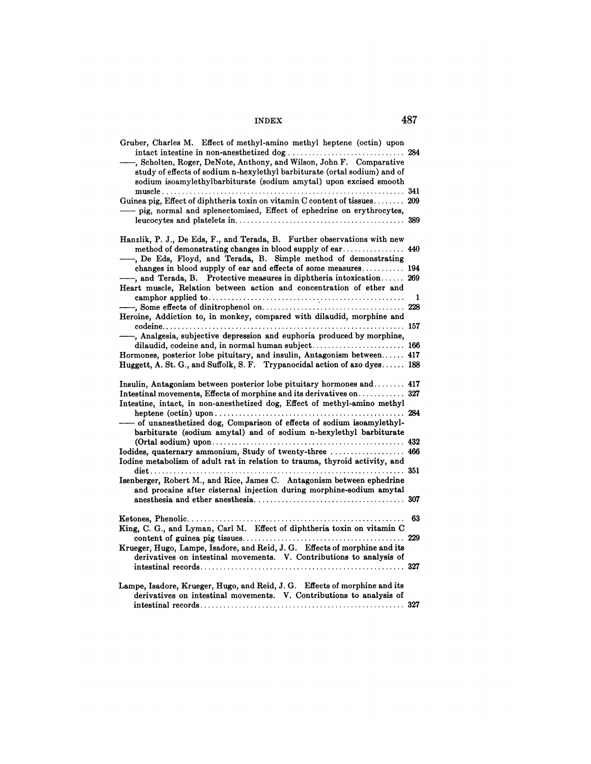Gruber, Charles M. Effect of methyl-amino methyl heptene (octin) upon intact intestine in non-anesthetized dog .............................. 284

——, Scholten, Roger, DeNote, Anthony, and Wilson, John F. Comparative study of effects of sodium n-hexylethyl barbiturate (ortal sodium) and of sodium isoamylethylbarbiturate (sodium amytal) upon excised smooth muscle .............................................................. 341

Guinea pig, Effect of diphtheria toxin on vitamin C content of tissues........ 209

—— pig, normal and splenectomised, Effect of ephedrine on erythrocytes, leucocytes and platelets in........................................... 389

Hanzlik, P. J., De Eds, F., and Terada, B. Further observations with new method of demonstrating changes in blood supply of ear................ 440

——, De Eds, Floyd, and Terada, B. Simple method of demonstrating changes in blood supply of ear and effects of some measures........... 194

——, and Terada, B. Protective measures in diphtheria intoxication...... 269

Heart muscle, Relation between action and concentration of ether and camphor applied to.................................................. 1

——, Some effects of dinitrophenol on..................................... 228

Heroine, Addiction to, in monkey, compared with dilaudid, morphine and codeine............................................................... 157

——, Analgesia, subjective depression and euphoria produced by morphine, dilaudid, codeine and, in normal human subject........................ 166

Hormones, posterior lobe pituitary, and insulin, Antagonism between...... 417

Huggett, A. St. G., and Suffolk, S. F. Trypanocidal action of azo dyes...... 188

Insulin, Antagonism between posterior lobe pituitary hormones and........ 417

Intestinal movements, Effects of morphine and its derivatives on............ 327

Intestine, intact, in non-anesthetized dog, Effect of methyl-amino methyl heptene (octin) upon................................................. 284

—— of unanesthetized dog, Comparison of effects of sodium isoamylethyl-barbiturate (sodium amytal) and of sodium n-hexylethyl barbiturate (Ortal sodium) upon.................................................. 432

Iodides, quaternary ammonium, Study of twenty-three ................... 466

Iodine metabolism of adult rat in relation to trauma, thyroid activity, and diet.................................................................. 351

Isenberger, Robert M., and Rice, James C. Antagonism between ephedrine and procaine after cisternal injection during morphine-sodium amytal anesthesia and ether anesthesia....................................... 307

Ketones, Phenolic......................................................... 63

King, C. G., and Lyman, Carl M. Effect of diphtheria toxin on vitamin C content of guinea pig tissues.......................................... 229

Krueger, Hugo, Lampe, Isadore, and Reid, J. G. Effects of morphine and its derivatives on intestinal movements. V. Contributions to analysis of intestinal records..................................................... 327

Lampe, Isadore, Krueger, Hugo, and Reid, J. G. Effects of morphine and its derivatives on intestinal movements. V. Contributions to analysis of intestinal records..................................................... 327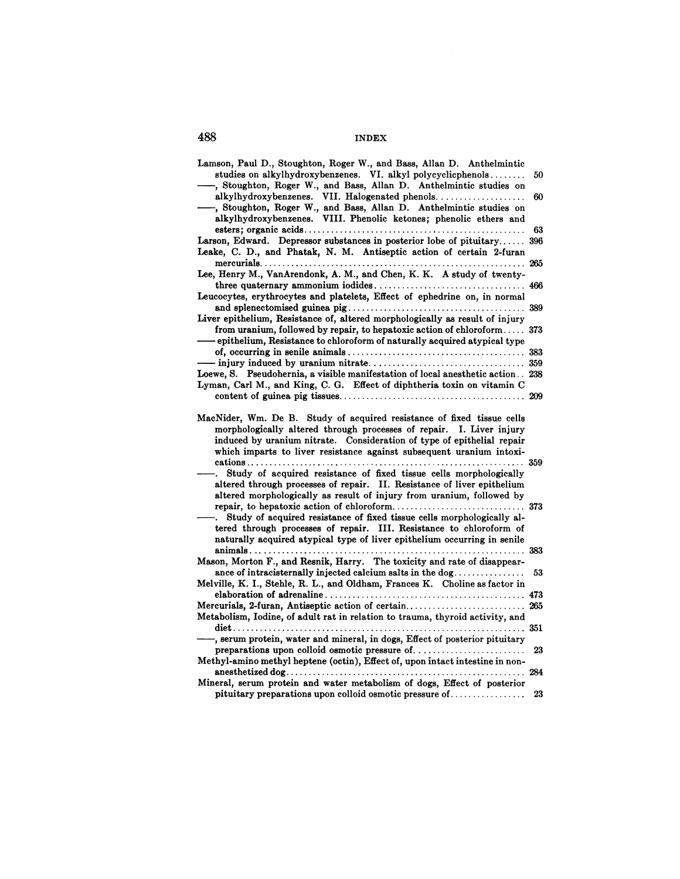Lamson, Paul D., Stoughton, Roger W., and Bass, Allan D. Anthelmintic studies on alkylhydroxybenzenes. VI. alkyl polycyclicphenols........ 50

——, Stoughton, Roger W., and Bass, Allan D. Anthelmintic studies on alkylhydroxybenzenes. VII. Halogenated phenols.................... 60

——, Stoughton, Roger W., and Bass, Allan D. Anthelmintic studies on alkylhydroxybenzenes. VIII. Phenolic ketones; phenolic ethers and esters; organic acids.................................................. 63

Larson, Edward. Depressor substances in posterior lobe of pituitary...... 396

Leake, C. D., and Phatak, N. M. Antiseptic action of certain 2-furan mercurials.......................................................... 265

Lee, Henry M., VanArendonk, A. M., and Chen, K. K. A study of twenty-three quaternary ammonium iodides................................. 466

Leucocytes, erythrocytes and platelets, Effect of ephedrine on, in normal and splenectomised guinea pig....................................... 389

Liver epithelium, Resistance of, altered morphologically as result of injury from uranium, followed by repair, to hepatoxic action of chloroform..... 373

—— epithelium, Resistance to chloroform of naturally acquired atypical type of, occurring in senile animals...................................... 383

—— injury induced by uranium nitrate.................................. 359

Loewe, S. Pseudohernia, a visible manifestation of local anesthetic action.. 238

Lyman, Carl M., and King, C. G. Effect of diphtheria toxin on vitamin C content of guinea pig tissues.......................................... 209

MacNider, Wm. De B. Study of acquired resistance of fixed tissue cells morphologically altered through processes of repair. I. Liver injury induced by uranium nitrate. Consideration of type of epithelial repair which imparts to liver resistance against subsequent uranium intoxications................................................................ 359

——. Study of acquired resistance of fixed tissue cells morphologically altered through processes of repair. II. Resistance of liver epithelium altered morphologically as result of injury from uranium, followed by repair, to hepatoxic action of chloroform............................. 373

——. Study of acquired resistance of fixed tissue cells morphologically altered through processes of repair. III. Resistance to chloroform of naturally acquired atypical type of liver epithelium occurring in senile animals.............................................................. 383

Mason, Morton F., and Resnik, Harry. The toxicity and rate of disappearance of intracisternally injected calcium salts in the dog................ 53

Melville, K. I., Stehle, R. L., and Oldham, Frances K. Choline as factor in elaboration of adrenaline............................................ 473

Mercurials, 2-furan, Antiseptic action of certain.......................... 265

Metabolism, Iodine, of adult rat in relation to trauma, thyroid activity, and diet.................................................................. 351

——, serum protein, water and mineral, in dogs, Effect of posterior pituitary preparations upon colloid osmotic pressure of......................... 23

Methyl-amino methyl heptene (octin), Effect of, upon intact intestine in non-anesthetized dog..................................................... 284

Mineral, serum protein and water metabolism of dogs, Effect of posterior pituitary preparations upon colloid osmotic pressure of................. 23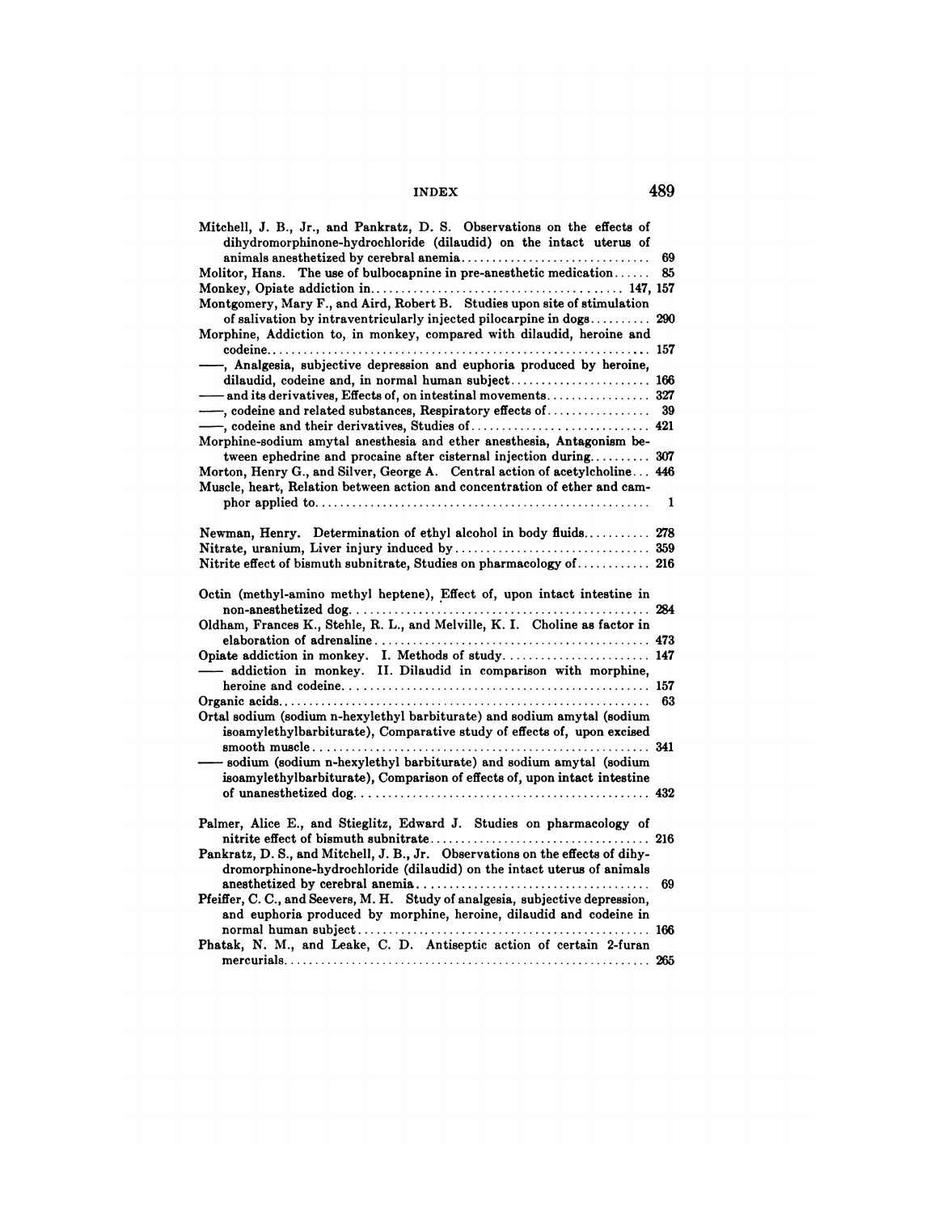Mitchell, J. B., Jr., and Pankratz, D. S. Observations on the effects of dihydromorphinone-hydrochloride (dilaudid) on the intact uterus of animals anesthetized by cerebral anemia .... 69

Molitor, Hans. The use of bulbocapnine in pre-anesthetic medication .... 85

Monkey, Opiate addiction in .... 147, 157

Montgomery, Mary F., and Aird, Robert B. Studies upon site of stimulation of salivation by intraventricularly injected pilocarpine in dogs .... 290

Morphine, Addiction to, in monkey, compared with dilaudid, heroine and codeine .... 157

——, Analgesia, subjective depression and euphoria produced by heroine, dilaudid, codeine and, in normal human subject .... 166

—— and its derivatives, Effects of, on intestinal movements .... 327

——, codeine and related substances, Respiratory effects of .... 39

——, codeine and their derivatives, Studies of .... 421

Morphine-sodium amytal anesthesia and ether anesthesia, Antagonism between ephedrine and procaine after cisternal injection during .... 307

Morton, Henry G., and Silver, George A. Central action of acetylcholine ... 446

Muscle, heart, Relation between action and concentration of ether and camphor applied to .... 1

Newman, Henry. Determination of ethyl alcohol in body fluids .... 278

Nitrate, uranium, Liver injury induced by .... 359

Nitrite effect of bismuth subnitrate, Studies on pharmacology of .... 216

Octin (methyl-amino methyl heptene), Effect of, upon intact intestine in non-anesthetized dog .... 284

Oldham, Frances K., Stehle, R. L., and Melville, K. I. Choline as factor in elaboration of adrenaline .... 473

Opiate addiction in monkey. I. Methods of study .... 147

—— addiction in monkey. II. Dilaudid in comparison with morphine, heroine and codeine .... 157

Organic acids .... 63

Ortal sodium (sodium n-hexylethyl barbiturate) and sodium amytal (sodium isoamylethylbarbiturate), Comparative study of effects of, upon excised smooth muscle .... 341

—— sodium (sodium n-hexylethyl barbiturate) and sodium amytal (sodium isoamylethylbarbiturate), Comparison of effects of, upon intact intestine of unanesthetized dog .... 432

Palmer, Alice E., and Stieglitz, Edward J. Studies on pharmacology of nitrite effect of bismuth subnitrate .... 216

Pankratz, D. S., and Mitchell, J. B., Jr. Observations on the effects of dihydromorphinone-hydrochloride (dilaudid) on the intact uterus of animals anesthetized by cerebral anemia .... 69

Pfeiffer, C. C., and Seevers, M. H. Study of analgesia, subjective depression, and euphoria produced by morphine, heroine, dilaudid and codeine in normal human subject .... 166

Phatak, N. M., and Leake, C. D. Antiseptic action of certain 2-furan mercurials .... 265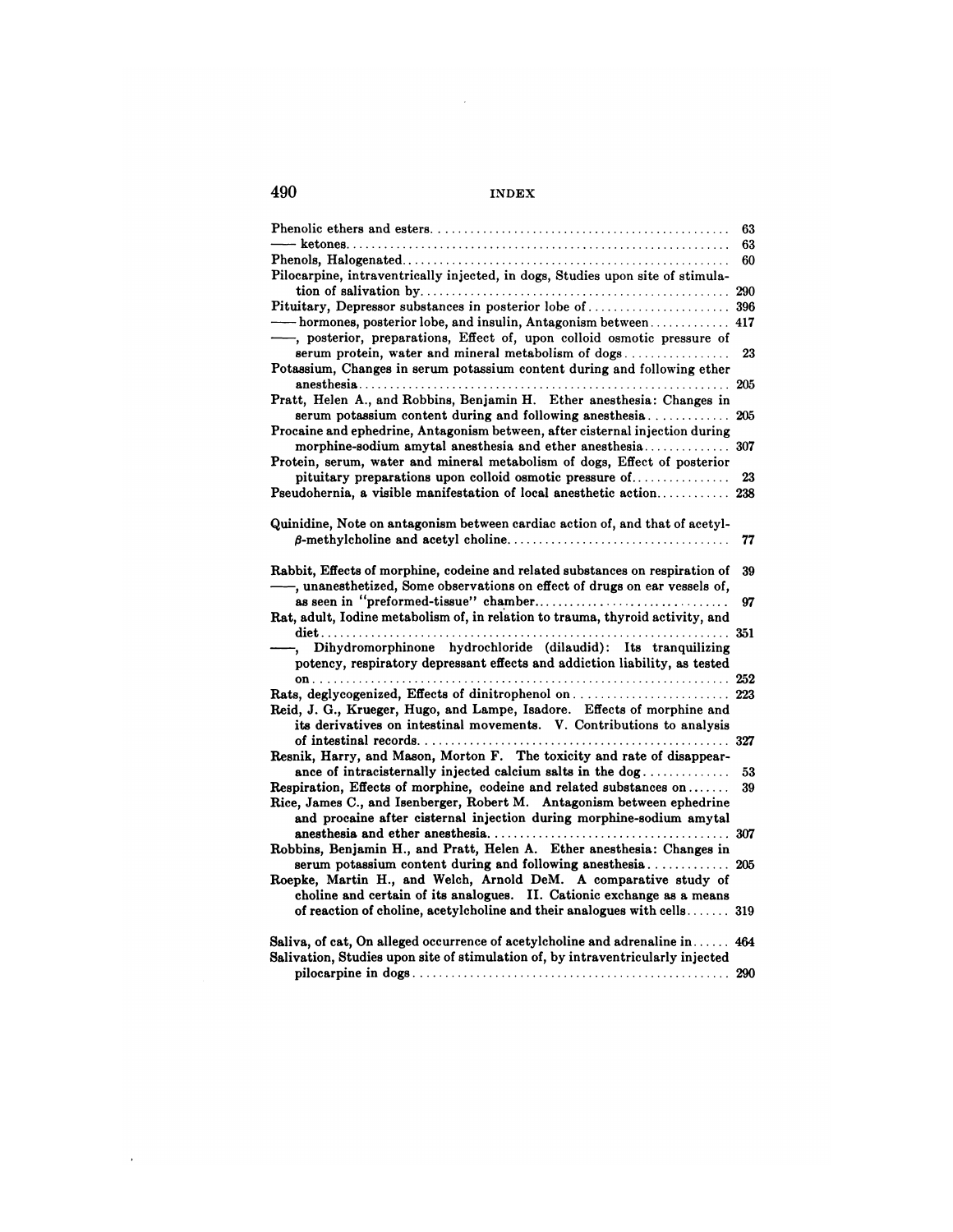Phenolic ethers and esters.......... 63

—— ketones.......... 63

Phenols, Halogenated.......... 60

Pilocarpine, intraventrically injected, in dogs, Studies upon site of stimulation of salivation by.......... 290

Pituitary, Depressor substances in posterior lobe of.......... 396

—— hormones, posterior lobe, and insulin, Antagonism between.......... 417

——, posterior, preparations, Effect of, upon colloid osmotic pressure of serum protein, water and mineral metabolism of dogs.......... 23

Potassium, Changes in serum potassium content during and following ether anesthesia.......... 205

Pratt, Helen A., and Robbins, Benjamin H. Ether anesthesia: Changes in serum potassium content during and following anesthesia.......... 205

Procaine and ephedrine, Antagonism between, after cisternal injection during morphine-sodium amytal anesthesia and ether anesthesia.......... 307

Protein, serum, water and mineral metabolism of dogs, Effect of posterior pituitary preparations upon colloid osmotic pressure of.......... 23

Pseudohernia, a visible manifestation of local anesthetic action.......... 238

Quinidine, Note on antagonism between cardiac action of, and that of acetyl-$\beta$-methylcholine and acetyl choline.......... 77

Rabbit, Effects of morphine, codeine and related substances on respiration of 39

——, unanesthetized, Some observations on effect of drugs on ear vessels of, as seen in "preformed-tissue" chamber.......... 97

Rat, adult, Iodine metabolism of, in relation to trauma, thyroid activity, and diet.......... 351

——, Dihydromorphinone hydrochloride (dilaudid): Its tranquilizing potency, respiratory depressant effects and addiction liability, as tested on.......... 252

Rats, deglycogenized, Effects of dinitrophenol on.......... 223

Reid, J. G., Krueger, Hugo, and Lampe, Isadore. Effects of morphine and its derivatives on intestinal movements. V. Contributions to analysis of intestinal records.......... 327

Resnik, Harry, and Mason, Morton F. The toxicity and rate of disappearance of intracisternally injected calcium salts in the dog.......... 53

Respiration, Effects of morphine, codeine and related substances on.......... 39

Rice, James C., and Isenberger, Robert M. Antagonism between ephedrine and procaine after cisternal injection during morphine-sodium amytal anesthesia and ether anesthesia.......... 307

Robbins, Benjamin H., and Pratt, Helen A. Ether anesthesia: Changes in serum potassium content during and following anesthesia.......... 205

Roepke, Martin H., and Welch, Arnold DeM. A comparative study of choline and certain of its analogues. II. Cationic exchange as a means of reaction of choline, acetylcholine and their analogues with cells.......... 319

Saliva, of cat, On alleged occurrence of acetylcholine and adrenaline in.......... 464

Salivation, Studies upon site of stimulation of, by intraventricularly injected pilocarpine in dogs.......... 290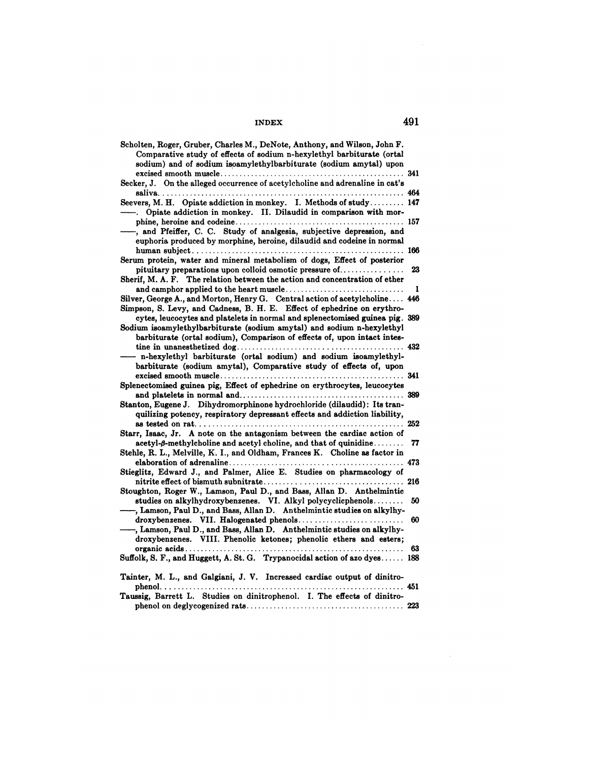Scholten, Roger, Gruber, Charles M., DeNote, Anthony, and Wilson, John F. Comparative study of effects of sodium n-hexylethyl barbiturate (ortal sodium) and of sodium isoamylethylbarbiturate (sodium amytal) upon excised smooth muscle.......... 341

Secker, J. On the alleged occurrence of acetylcholine and adrenaline in cat's saliva.......... 464

Seevers, M. H. Opiate addiction in monkey. I. Methods of study.......... 147

——. Opiate addiction in monkey. II. Dilaudid in comparison with morphine, heroine and codeine.......... 157

——, and Pfeiffer, C. C. Study of analgesia, subjective depression, and euphoria produced by morphine, heroine, dilaudid and codeine in normal human subject.......... 166

Serum protein, water and mineral metabolism of dogs, Effect of posterior pituitary preparations upon colloid osmotic pressure of.......... 23

Sherif, M. A. F. The relation between the action and concentration of ether and camphor applied to the heart muscle.......... 1

Silver, George A., and Morton, Henry G. Central action of acetylcholine.......... 446

Simpson, S. Levy, and Cadness, B. H. E. Effect of ephedrine on erythrocytes, leucocytes and platelets in normal and splenectomised guinea pig. 389

Sodium isoamylethylbarbiturate (sodium amytal) and sodium n-hexylethyl barbiturate (ortal sodium), Comparison of effects of, upon intact intestine in unanesthetized dog.......... 432

—— n-hexylethyl barbiturate (ortal sodium) and sodium isoamylethylbarbiturate (sodium amytal), Comparative study of effects of, upon excised smooth muscle.......... 341

Splenectomised guinea pig, Effect of ephedrine on erythrocytes, leucocytes and platelets in normal and.......... 389

Stanton, Eugene J. Dihydromorphinone hydrochloride (dilaudid): Its tranquilizing potency, respiratory depressant effects and addiction liability, as tested on rat.......... 252

Starr, Isaac, Jr. A note on the antagonism between the cardiac action of acetyl-$\beta$-methylcholine and acetyl choline, and that of quinidine.......... 77

Stehle, R. L., Melville, K. I., and Oldham, Frances K. Choline as factor in elaboration of adrenaline.......... 473

Stieglitz, Edward J., and Palmer, Alice E. Studies on pharmacology of nitrite effect of bismuth subnitrate.......... 216

Stoughton, Roger W., Lamson, Paul D., and Bass, Allan D. Anthelmintic studies on alkylhydroxybenzenes. VI. Alkyl polycyclicphenols.......... 50

——, Lamson, Paul D., and Bass, Allan D. Anthelmintic studies on alkylhydroxybenzenes. VII. Halogenated phenols.......... 60

——, Lamson, Paul D., and Bass, Allan D. Anthelmintic studies on alkylhydroxybenzenes. VIII. Phenolic ketones; phenolic ethers and esters; organic acids.......... 63

Suffolk, S. F., and Huggett, A. St. G. Trypanocidal action of azo dyes.......... 188

Tainter, M. L., and Galgiani, J. V. Increased cardiac output of dinitrophenol.......... 451

Taussig, Barrett L. Studies on dinitrophenol. I. The effects of dinitrophenol on deglycogenized rats.......... 223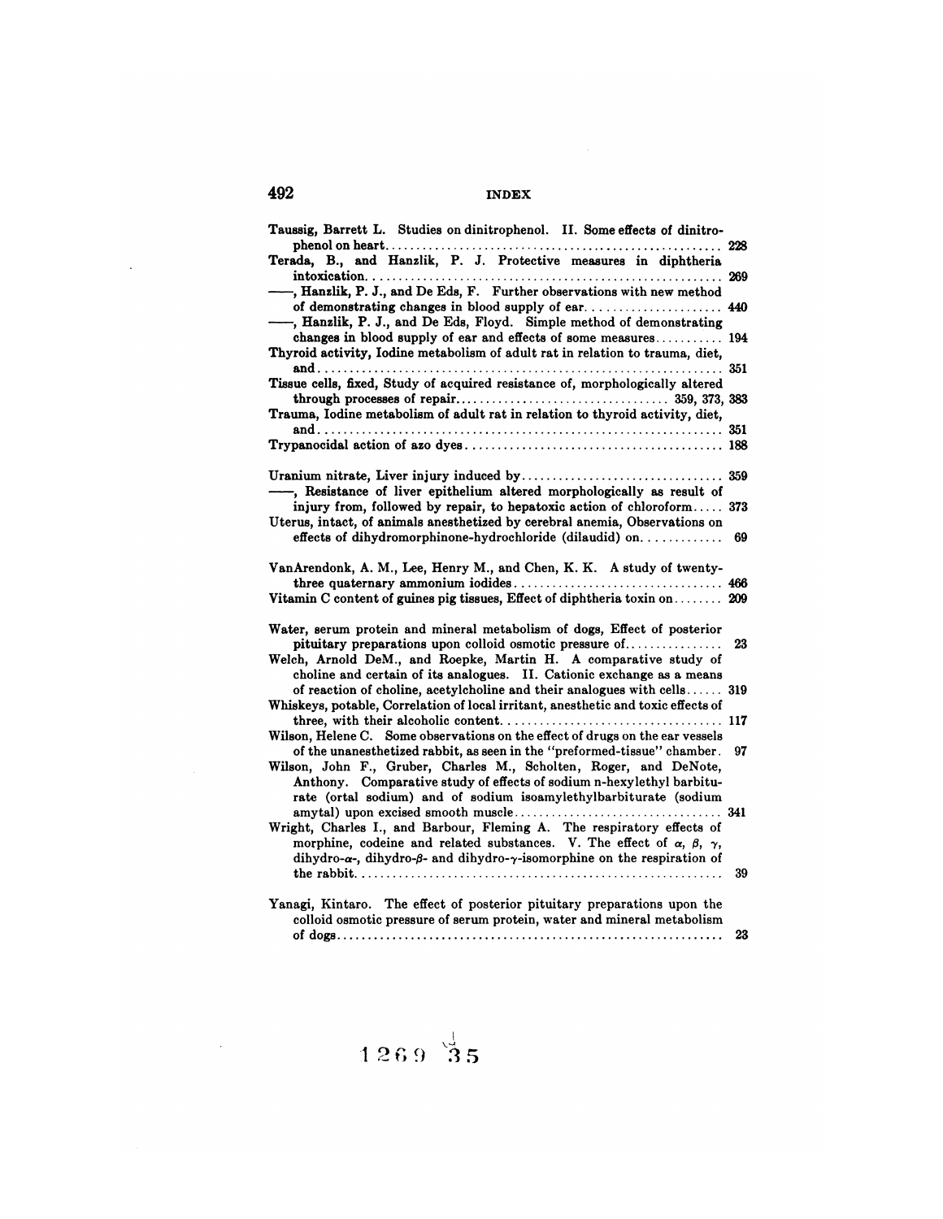Taussig, Barrett L. Studies on dinitrophenol. II. Some effects of dinitrophenol on heart.......................................................... 228

Terada, B., and Hanzlik, P. J. Protective measures in diphtheria intoxication.......................................................... 269

——, Hanzlik, P. J., and De Eds, F. Further observations with new method of demonstrating changes in blood supply of ear...................... 440

——, Hanzlik, P. J., and De Eds, Floyd. Simple method of demonstrating changes in blood supply of ear and effects of some measures........... 194

Thyroid activity, Iodine metabolism of adult rat in relation to trauma, diet, and.......................................................... 351

Tissue cells, fixed, Study of acquired resistance of, morphologically altered through processes of repair.................................. 359, 373, 383

Trauma, Iodine metabolism of adult rat in relation to thyroid activity, diet, and.......................................................... 351

Trypanocidal action of azo dyes.......................................... 188

Uranium nitrate, Liver injury induced by................................. 359

——, Resistance of liver epithelium altered morphologically as result of injury from, followed by repair, to hepatoxic action of chloroform..... 373

Uterus, intact, of animals anesthetized by cerebral anemia, Observations on effects of dihydromorphinone-hydrochloride (dilaudid) on............. 69

VanArendonk, A. M., Lee, Henry M., and Chen, K. K. A study of twenty-three quaternary ammonium iodides.................................. 466

Vitamin C content of guinea pig tissues, Effect of diphtheria toxin on........ 209

Water, serum protein and mineral metabolism of dogs, Effect of posterior pituitary preparations upon colloid osmotic pressure of................ 23

Welch, Arnold DeM., and Roepke, Martin H. A comparative study of choline and certain of its analogues. II. Cationic exchange as a means of reaction of choline, acetylcholine and their analogues with cells...... 319

Whiskeys, potable, Correlation of local irritant, anesthetic and toxic effects of three, with their alcoholic content................................... 117

Wilson, Helene C. Some observations on the effect of drugs on the ear vessels of the unanesthetized rabbit, as seen in the "preformed-tissue" chamber. 97

Wilson, John F., Gruber, Charles M., Scholten, Roger, and DeNote, Anthony. Comparative study of effects of sodium n-hexylethyl barbiturate (ortal sodium) and of sodium isoamylethylbarbiturate (sodium amytal) upon excised smooth muscle................................. 341

Wright, Charles I., and Barbour, Fleming A. The respiratory effects of morphine, codeine and related substances. V. The effect of $\alpha$, $\beta$, $\gamma$, dihydro-$\alpha$-, dihydro-$\beta$- and dihydro-$\gamma$-isomorphine on the respiration of the rabbit.......................................................... 39

Yanagi, Kintaro. The effect of posterior pituitary preparations upon the colloid osmotic pressure of serum protein, water and mineral metabolism of dogs.......................................................... 23

1269 35